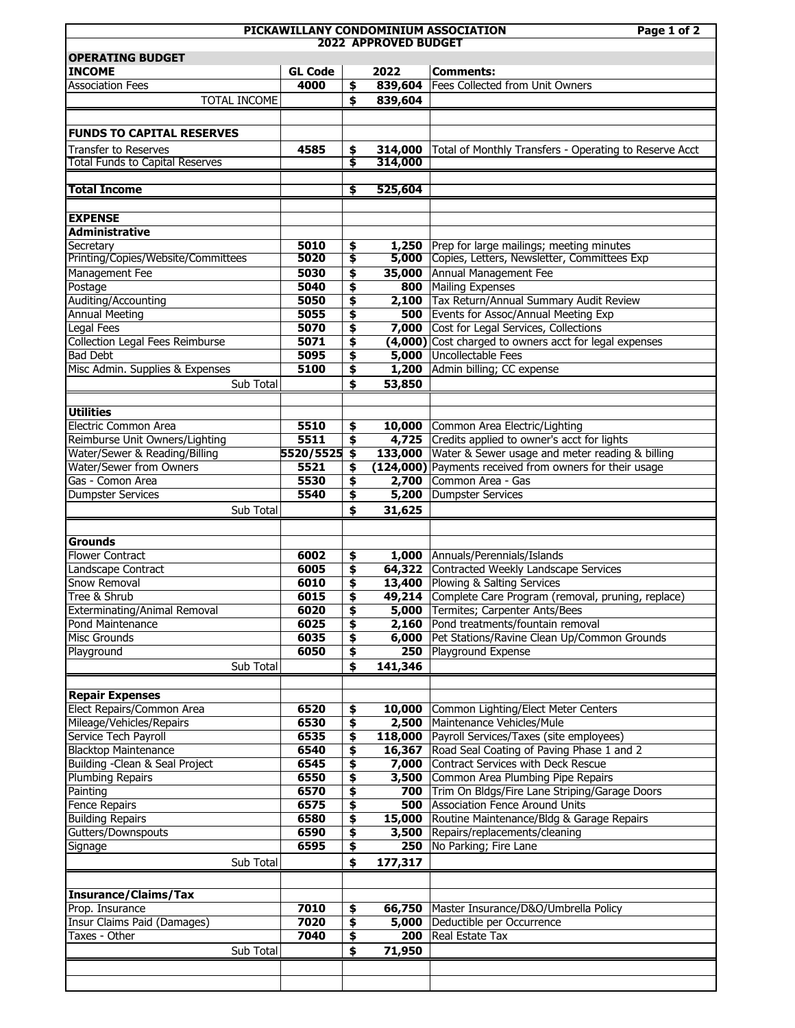# PICKAWILLANY CONDOMINIUM ASSOCIATION

## 2022 APPROVED BUDGET

| OPERATING BUDGET | | | | |
|---|---|---|---|---|
| **INCOME** | **GL Code** | | **2022** | **Comments:** |
| Association Fees | 4000 | $ | 839,604 | Fees Collected from Unit Owners |
| TOTAL INCOME | | $ | 839,604 | |
| | | | | |
| **FUNDS TO CAPITAL RESERVES** | | | | |
| Transfer to Reserves | 4585 | $ | 314,000 | Total of Monthly Transfers - Operating to Reserve Acct |
| Total Funds to Capital Reserves | | $ | 314,000 | |
| | | | | |
| **Total Income** | | $ | 525,604 | |
| | | | | |
| **EXPENSE** | | | | |
| **Administrative** | | | | |
| Secretary | 5010 | $ | 1,250 | Prep for large mailings; meeting minutes |
| Printing/Copies/Website/Committees | 5020 | $ | 5,000 | Copies, Letters, Newsletter, Committees Exp |
| Management Fee | 5030 | $ | 35,000 | Annual Management Fee |
| Postage | 5040 | $ | 800 | Mailing Expenses |
| Auditing/Accounting | 5050 | $ | 2,100 | Tax Return/Annual Summary Audit Review |
| Annual Meeting | 5055 | $ | 500 | Events for Assoc/Annual Meeting Exp |
| Legal Fees | 5070 | $ | 7,000 | Cost for Legal Services, Collections |
| Collection Legal Fees Reimburse | 5071 | $ | (4,000) | Cost charged to owners acct for legal expenses |
| Bad Debt | 5095 | $ | 5,000 | Uncollectable Fees |
| Misc Admin. Supplies & Expenses | 5100 | $ | 1,200 | Admin billing; CC expense |
| Sub Total | | $ | 53,850 | |
| | | | | |
| **Utilities** | | | | |
| Electric Common Area | 5510 | $ | 10,000 | Common Area Electric/Lighting |
| Reimburse Unit Owners/Lighting | 5511 | $ | 4,725 | Credits applied to owner's acct for lights |
| Water/Sewer & Reading/Billing | 5520/5525 | $ | 133,000 | Water & Sewer usage and meter reading & billing |
| Water/Sewer from Owners | 5521 | $ | (124,000) | Payments received from owners for their usage |
| Gas - Comon Area | 5530 | $ | 2,700 | Common Area - Gas |
| Dumpster Services | 5540 | $ | 5,200 | Dumpster Services |
| Sub Total | | $ | 31,625 | |
| | | | | |
| **Grounds** | | | | |
| Flower Contract | 6002 | $ | 1,000 | Annuals/Perennials/Islands |
| Landscape Contract | 6005 | $ | 64,322 | Contracted Weekly Landscape Services |
| Snow Removal | 6010 | $ | 13,400 | Plowing & Salting Services |
| Tree & Shrub | 6015 | $ | 49,214 | Complete Care Program (removal, pruning, replace) |
| Exterminating/Animal Removal | 6020 | $ | 5,000 | Termites; Carpenter Ants/Bees |
| Pond Maintenance | 6025 | $ | 2,160 | Pond treatments/fountain removal |
| Misc Grounds | 6035 | $ | 6,000 | Pet Stations/Ravine Clean Up/Common Grounds |
| Playground | 6050 | $ | 250 | Playground Expense |
| Sub Total | | $ | 141,346 | |
| | | | | |
| **Repair Expenses** | | | | |
| Elect Repairs/Common Area | 6520 | $ | 10,000 | Common Lighting/Elect Meter Centers |
| Mileage/Vehicles/Repairs | 6530 | $ | 2,500 | Maintenance Vehicles/Mule |
| Service Tech Payroll | 6535 | $ | 118,000 | Payroll Services/Taxes (site employees) |
| Blacktop Maintenance | 6540 | $ | 16,367 | Road Seal Coating of Paving Phase 1 and 2 |
| Building -Clean & Seal Project | 6545 | $ | 7,000 | Contract Services with Deck Rescue |
| Plumbing Repairs | 6550 | $ | 3,500 | Common Area Plumbing Pipe Repairs |
| Painting | 6570 | $ | 700 | Trim On Bldgs/Fire Lane Striping/Garage Doors |
| Fence Repairs | 6575 | $ | 500 | Association Fence Around Units |
| Building Repairs | 6580 | $ | 15,000 | Routine Maintenance/Bldg & Garage Repairs |
| Gutters/Downspouts | 6590 | $ | 3,500 | Repairs/replacements/cleaning |
| Signage | 6595 | $ | 250 | No Parking; Fire Lane |
| Sub Total | | $ | 177,317 | |
| | | | | |
| **Insurance/Claims/Tax** | | | | |
| Prop. Insurance | 7010 | $ | 66,750 | Master Insurance/D&O/Umbrella Policy |
| Insur Claims Paid (Damages) | 7020 | $ | 5,000 | Deductible per Occurrence |
| Taxes - Other | 7040 | $ | 200 | Real Estate Tax |
| Sub Total | | $ | 71,950 | |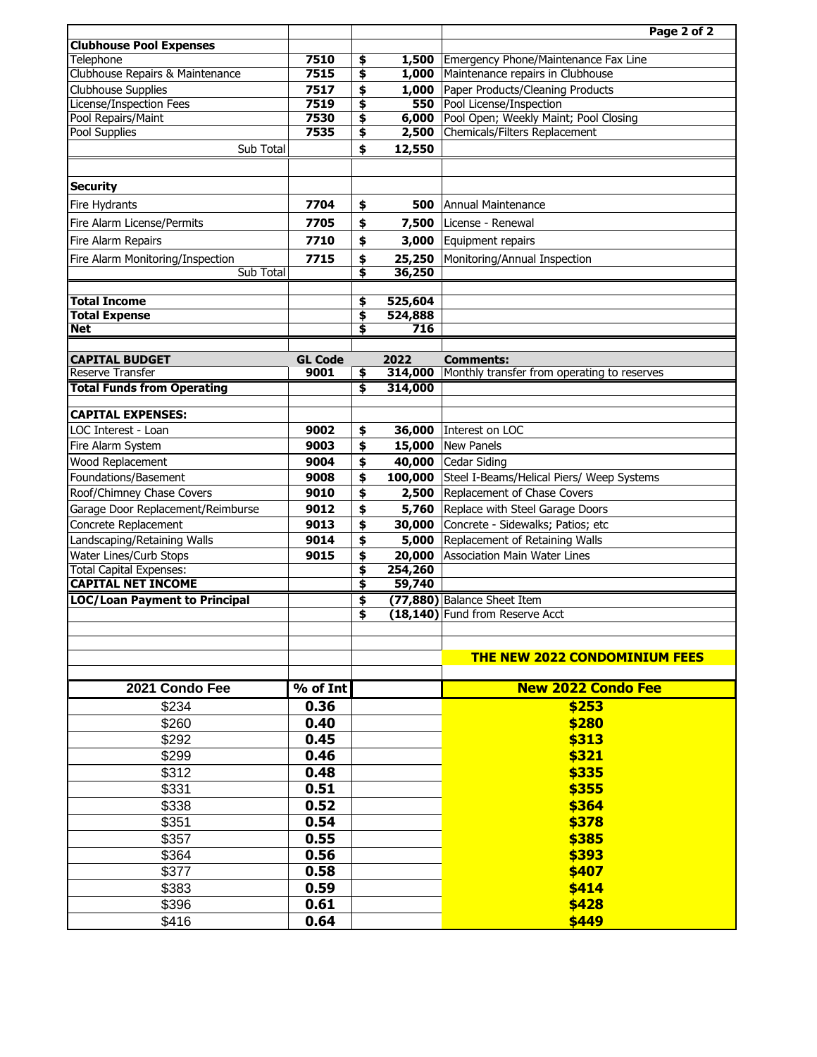| | | | |
|---|---|---|---|
| **Clubhouse Pool Expenses** | | | |
| Telephone | **7510** | $ **1,500** | Emergency Phone/Maintenance Fax Line |
| Clubhouse Repairs & Maintenance | **7515** | $ **1,000** | Maintenance repairs in Clubhouse |
| Clubhouse Supplies | **7517** | $ **1,000** | Paper Products/Cleaning Products |
| License/Inspection Fees | **7519** | $ **550** | Pool License/Inspection |
| Pool Repairs/Maint | **7530** | $ **6,000** | Pool Open; Weekly Maint; Pool Closing |
| Pool Supplies | **7535** | $ **2,500** | Chemicals/Filters Replacement |
| Sub Total | | $ **12,550** | |
| | | | |
| **Security** | | | |
| Fire Hydrants | **7704** | $ **500** | Annual Maintenance |
| Fire Alarm License/Permits | **7705** | $ **7,500** | License - Renewal |
| Fire Alarm Repairs | **7710** | $ **3,000** | Equipment repairs |
| Fire Alarm Monitoring/Inspection | **7715** | $ **25,250** | Monitoring/Annual Inspection |
| Sub Total | | $ **36,250** | |
| | | | |
| **Total Income** | | $ **525,604** | |
| **Total Expense** | | $ **524,888** | |
| **Net** | | $ **716** | |
| | | | |
| **CAPITAL BUDGET** | **GL Code** | **2022** | **Comments:** |
| Reserve Transfer | **9001** | $ **314,000** | Monthly transfer from operating to reserves |
| **Total Funds from Operating** | | $ **314,000** | |
| | | | |
| **CAPITAL EXPENSES:** | | | |
| LOC Interest - Loan | **9002** | $ **36,000** | Interest on LOC |
| Fire Alarm System | **9003** | $ **15,000** | New Panels |
| Wood Replacement | **9004** | $ **40,000** | Cedar Siding |
| Foundations/Basement | **9008** | $ **100,000** | Steel I-Beams/Helical Piers/ Weep Systems |
| Roof/Chimney Chase Covers | **9010** | $ **2,500** | Replacement of Chase Covers |
| Garage Door Replacement/Reimburse | **9012** | $ **5,760** | Replace with Steel Garage Doors |
| Concrete Replacement | **9013** | $ **30,000** | Concrete - Sidewalks; Patios; etc |
| Landscaping/Retaining Walls | **9014** | $ **5,000** | Replacement of Retaining Walls |
| Water Lines/Curb Stops | **9015** | $ **20,000** | Association Main Water Lines |
| Total Capital Expenses: | | $ **254,260** | |
| **CAPITAL NET INCOME** | | $ **59,740** | |
| **LOC/Loan Payment to Principal** | | $ **(77,880)** | Balance Sheet Item |
| | | $ **(18,140)** | Fund from Reserve Acct |

**THE NEW 2022 CONDOMINIUM FEES**

| 2021 Condo Fee | % of Int | | New 2022 Condo Fee |
|---|---|---|---|
| $234 | **0.36** | | **$253** |
| $260 | **0.40** | | **$280** |
| $292 | **0.45** | | **$313** |
| $299 | **0.46** | | **$321** |
| $312 | **0.48** | | **$335** |
| $331 | **0.51** | | **$355** |
| $338 | **0.52** | | **$364** |
| $351 | **0.54** | | **$378** |
| $357 | **0.55** | | **$385** |
| $364 | **0.56** | | **$393** |
| $377 | **0.58** | | **$407** |
| $383 | **0.59** | | **$414** |
| $396 | **0.61** | | **$428** |
| $416 | **0.64** | | **$449** |